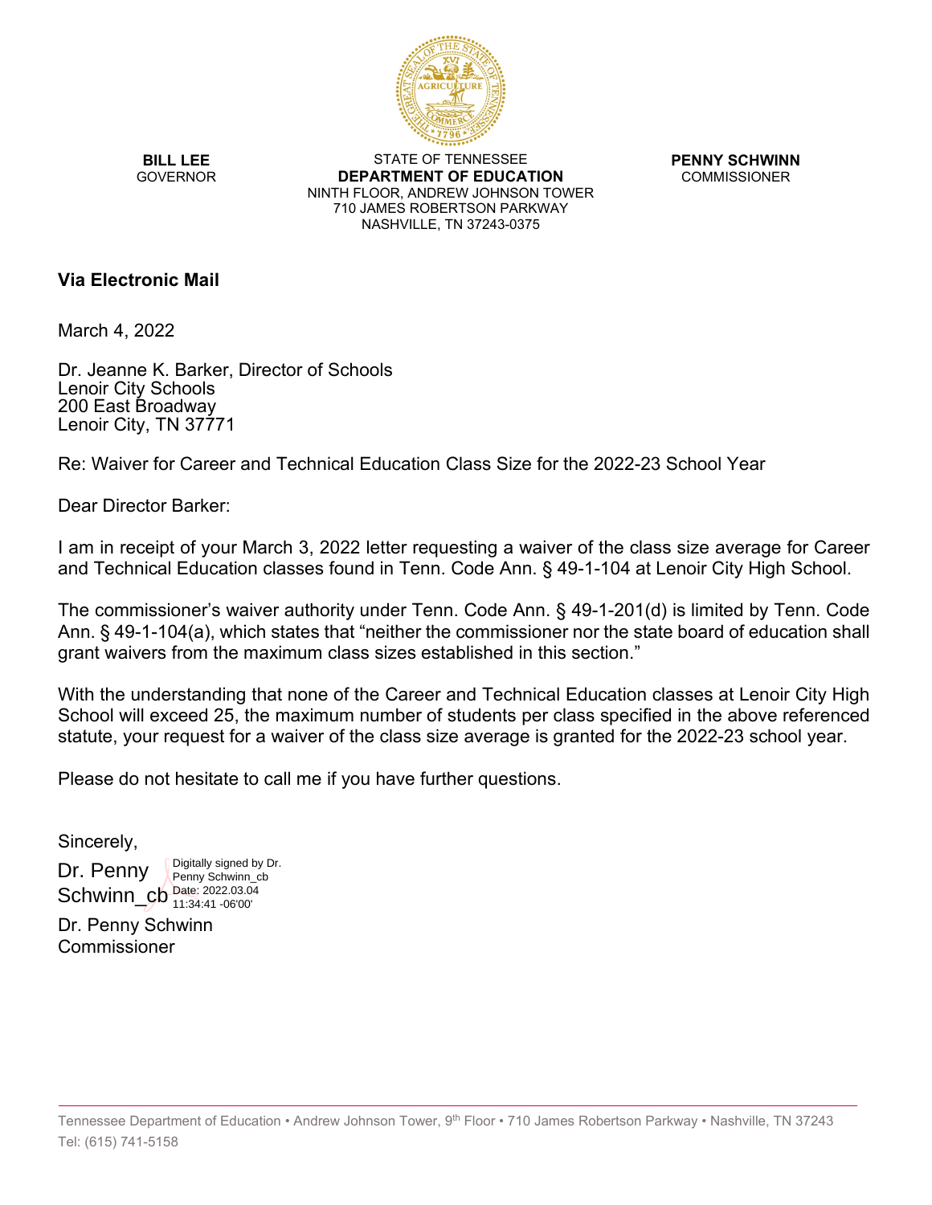**BILL LEE**
GOVERNOR

STATE OF TENNESSEE
**DEPARTMENT OF EDUCATION**
NINTH FLOOR, ANDREW JOHNSON TOWER
710 JAMES ROBERTSON PARKWAY
NASHVILLE, TN 37243-0375

**PENNY SCHWINN**
COMMISSIONER

**Via Electronic Mail**

March 4, 2022

Dr. Jeanne K. Barker, Director of Schools
Lenoir City Schools
200 East Broadway
Lenoir City, TN 37771

Re: Waiver for Career and Technical Education Class Size for the 2022-23 School Year

Dear Director Barker:

I am in receipt of your March 3, 2022 letter requesting a waiver of the class size average for Career and Technical Education classes found in Tenn. Code Ann. § 49-1-104 at Lenoir City High School.

The commissioner's waiver authority under Tenn. Code Ann. § 49-1-201(d) is limited by Tenn. Code Ann. § 49-1-104(a), which states that "neither the commissioner nor the state board of education shall grant waivers from the maximum class sizes established in this section."

With the understanding that none of the Career and Technical Education classes at Lenoir City High School will exceed 25, the maximum number of students per class specified in the above referenced statute, your request for a waiver of the class size average is granted for the 2022-23 school year.

Please do not hesitate to call me if you have further questions.

Sincerely,

Dr. Penny Schwinn_cb
Digitally signed by Dr. Penny Schwinn_cb
Date: 2022.03.04 11:34:41 -06'00'

Dr. Penny Schwinn
Commissioner

Tennessee Department of Education • Andrew Johnson Tower, 9th Floor • 710 James Robertson Parkway • Nashville, TN 37243
Tel: (615) 741-5158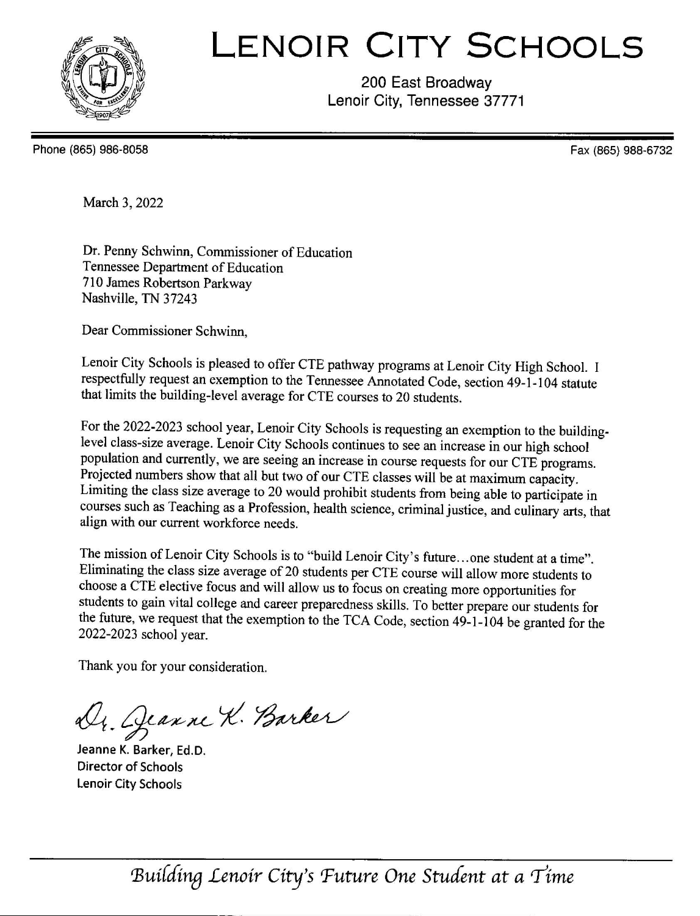# LENOIR CITY SCHOOLS

200 East Broadway
Lenoir City, Tennessee 37771

Phone (865) 986-8058 Fax (865) 988-6732

March 3, 2022

Dr. Penny Schwinn, Commissioner of Education
Tennessee Department of Education
710 James Robertson Parkway
Nashville, TN 37243

Dear Commissioner Schwinn,

Lenoir City Schools is pleased to offer CTE pathway programs at Lenoir City High School. I respectfully request an exemption to the Tennessee Annotated Code, section 49-1-104 statute that limits the building-level average for CTE courses to 20 students.

For the 2022-2023 school year, Lenoir City Schools is requesting an exemption to the building-level class-size average. Lenoir City Schools continues to see an increase in our high school population and currently, we are seeing an increase in course requests for our CTE programs. Projected numbers show that all but two of our CTE classes will be at maximum capacity. Limiting the class size average to 20 would prohibit students from being able to participate in courses such as Teaching as a Profession, health science, criminal justice, and culinary arts, that align with our current workforce needs.

The mission of Lenoir City Schools is to "build Lenoir City's future…one student at a time". Eliminating the class size average of 20 students per CTE course will allow more students to choose a CTE elective focus and will allow us to focus on creating more opportunities for students to gain vital college and career preparedness skills. To better prepare our students for the future, we request that the exemption to the TCA Code, section 49-1-104 be granted for the 2022-2023 school year.

Thank you for your consideration.

Dr. Jeanne K. Barker

Jeanne K. Barker, Ed.D.
Director of Schools
Lenoir City Schools

*Building Lenoir City's Future One Student at a Time*